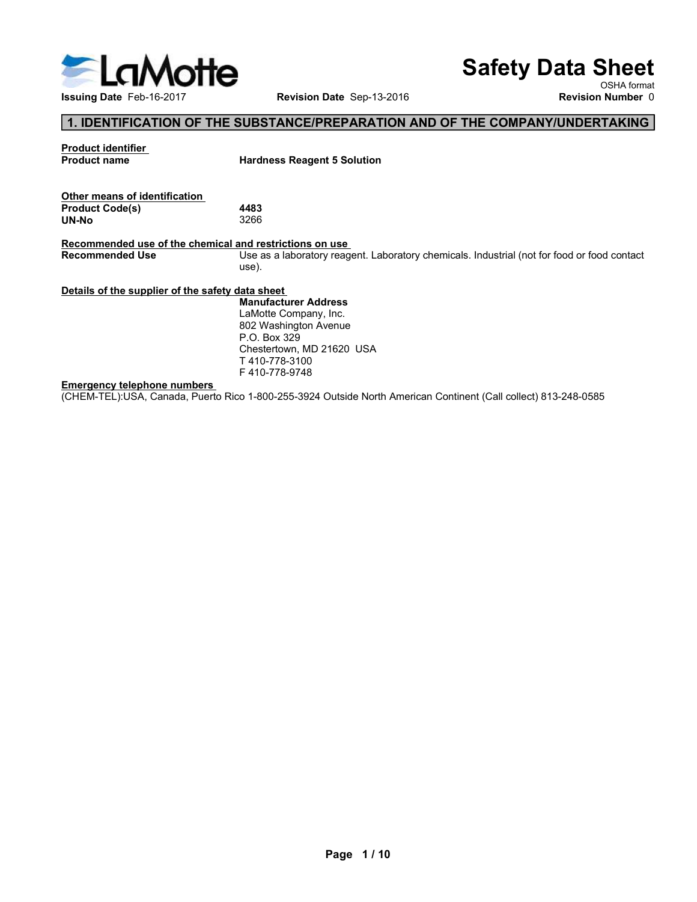LaMotte

# Safety Data Sheet

OSHA format

**Issuing Date** Feb-16-2017 **Revision Date** Sep-13-2016 **Revision Number** 0

## 1. IDENTIFICATION OF THE SUBSTANCE/PREPARATION AND OF THE COMPANY/UNDERTAKING

**Product identifier**

| | |
|---|---|
| **Product name** | **Hardness Reagent 5 Solution** |

**Other means of identification**

| | |
|---|---|
| **Product Code(s)** | **4483** |
| **UN-No** | 3266 |

**Recommended use of the chemical and restrictions on use**

| | |
|---|---|
| **Recommended Use** | Use as a laboratory reagent. Laboratory chemicals. Industrial (not for food or food contact use). |

**Details of the supplier of the safety data sheet**

**Manufacturer Address**
LaMotte Company, Inc.
802 Washington Avenue
P.O. Box 329
Chestertown, MD 21620 USA
T 410-778-3100
F 410-778-9748

**Emergency telephone numbers**

(CHEM-TEL):USA, Canada, Puerto Rico 1-800-255-3924 Outside North American Continent (Call collect) 813-248-0585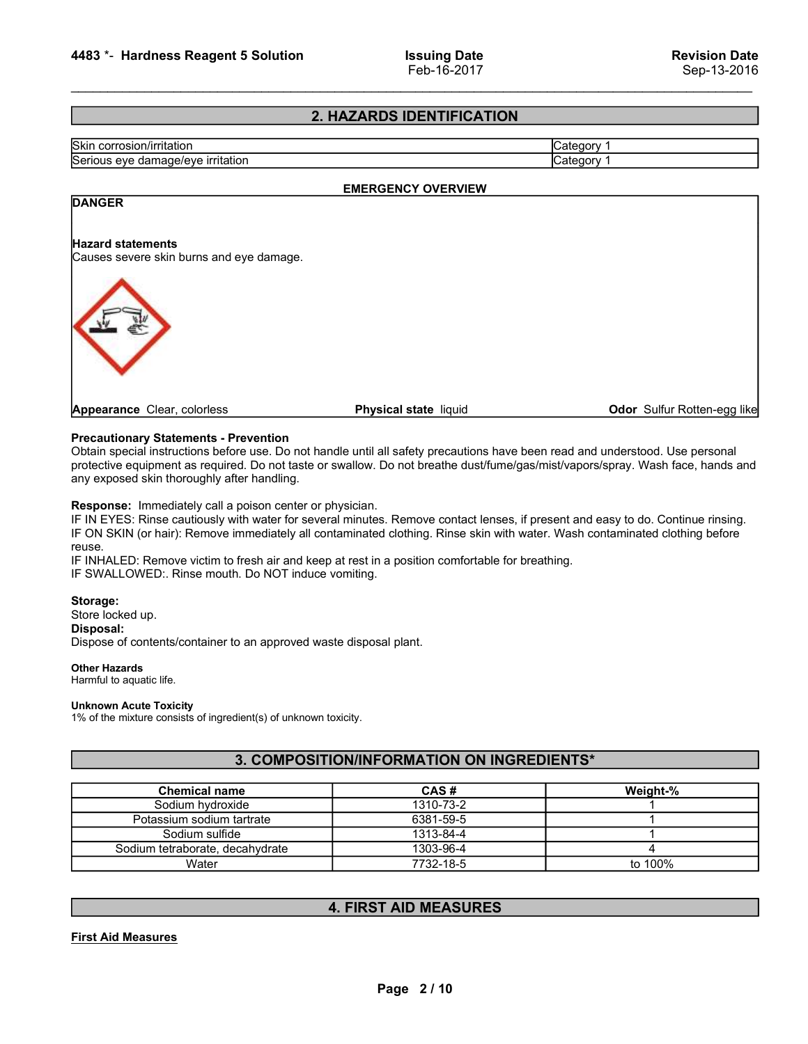## 2. HAZARDS IDENTIFICATION

| | |
|---|---|
| Skin corrosion/irritation | Category 1 |
| Serious eye damage/eye irritation | Category 1 |

**EMERGENCY OVERVIEW**

**DANGER**

**Hazard statements**
Causes severe skin burns and eye damage.

**Appearance** Clear, colorless | **Physical state** liquid | **Odor** Sulfur Rotten-egg like

**Precautionary Statements - Prevention**
Obtain special instructions before use. Do not handle until all safety precautions have been read and understood. Use personal protective equipment as required. Do not taste or swallow. Do not breathe dust/fume/gas/mist/vapors/spray. Wash face, hands and any exposed skin thoroughly after handling.

**Response:** Immediately call a poison center or physician.
IF IN EYES: Rinse cautiously with water for several minutes. Remove contact lenses, if present and easy to do. Continue rinsing.
IF ON SKIN (or hair): Remove immediately all contaminated clothing. Rinse skin with water. Wash contaminated clothing before reuse.
IF INHALED: Remove victim to fresh air and keep at rest in a position comfortable for breathing.
IF SWALLOWED:. Rinse mouth. Do NOT induce vomiting.

**Storage:**
Store locked up.
**Disposal:**
Dispose of contents/container to an approved waste disposal plant.

**Other Hazards**
Harmful to aquatic life.

**Unknown Acute Toxicity**
1% of the mixture consists of ingredient(s) of unknown toxicity.

## 3. COMPOSITION/INFORMATION ON INGREDIENTS*

| Chemical name | CAS # | Weight-% |
|---|---|---|
| Sodium hydroxide | 1310-73-2 | 1 |
| Potassium sodium tartrate | 6381-59-5 | 1 |
| Sodium sulfide | 1313-84-4 | 1 |
| Sodium tetraborate, decahydrate | 1303-96-4 | 4 |
| Water | 7732-18-5 | to 100% |

## 4. FIRST AID MEASURES

**First Aid Measures**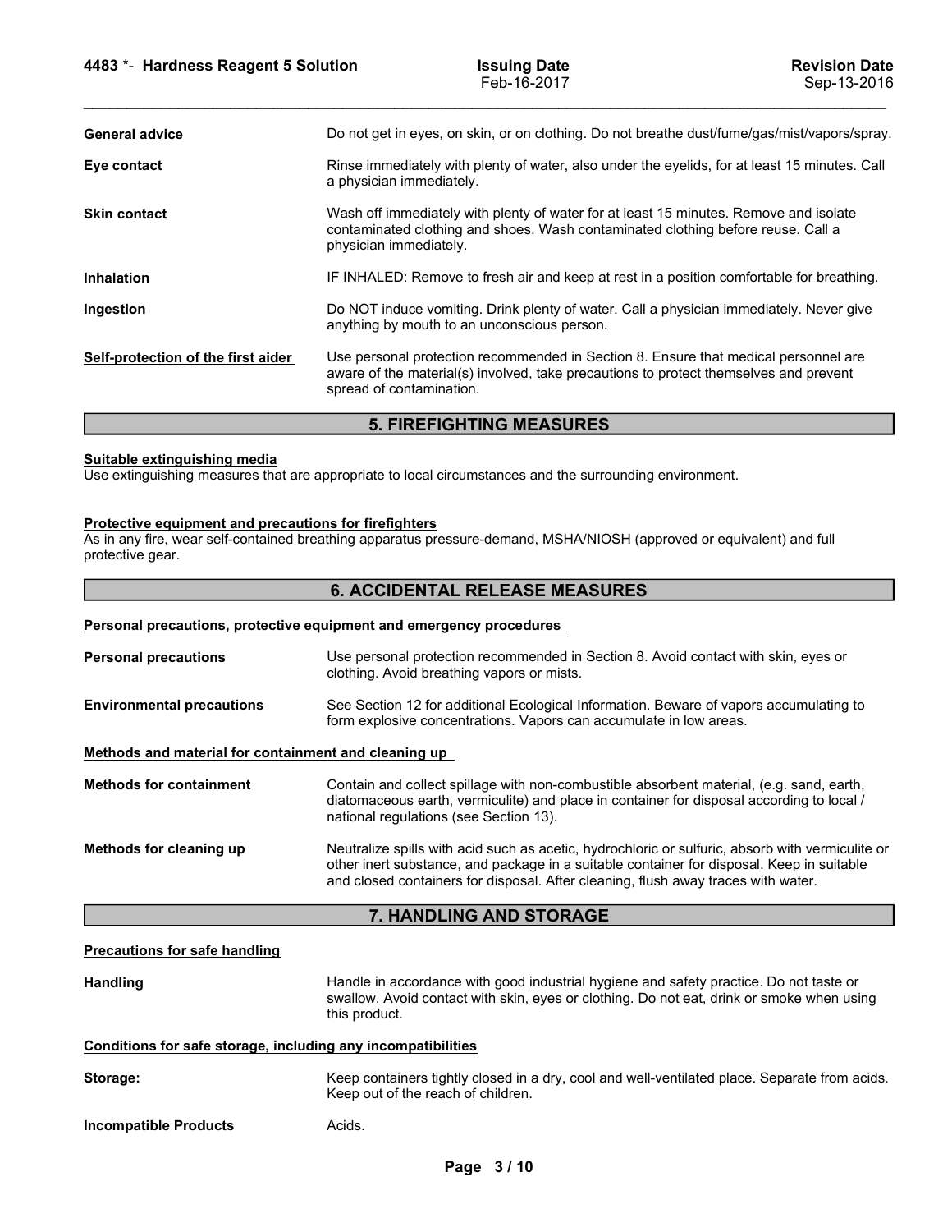**General advice**
Do not get in eyes, on skin, or on clothing. Do not breathe dust/fume/gas/mist/vapors/spray.

**Eye contact**
Rinse immediately with plenty of water, also under the eyelids, for at least 15 minutes. Call a physician immediately.

**Skin contact**
Wash off immediately with plenty of water for at least 15 minutes. Remove and isolate contaminated clothing and shoes. Wash contaminated clothing before reuse. Call a physician immediately.

**Inhalation**
IF INHALED: Remove to fresh air and keep at rest in a position comfortable for breathing.

**Ingestion**
Do NOT induce vomiting. Drink plenty of water. Call a physician immediately. Never give anything by mouth to an unconscious person.

**Self-protection of the first aider**
Use personal protection recommended in Section 8. Ensure that medical personnel are aware of the material(s) involved, take precautions to protect themselves and prevent spread of contamination.

## 5. FIREFIGHTING MEASURES

**Suitable extinguishing media**
Use extinguishing measures that are appropriate to local circumstances and the surrounding environment.

**Protective equipment and precautions for firefighters**
As in any fire, wear self-contained breathing apparatus pressure-demand, MSHA/NIOSH (approved or equivalent) and full protective gear.

## 6. ACCIDENTAL RELEASE MEASURES

**Personal precautions, protective equipment and emergency procedures**

**Personal precautions**
Use personal protection recommended in Section 8. Avoid contact with skin, eyes or clothing. Avoid breathing vapors or mists.

**Environmental precautions**
See Section 12 for additional Ecological Information. Beware of vapors accumulating to form explosive concentrations. Vapors can accumulate in low areas.

**Methods and material for containment and cleaning up**

**Methods for containment**
Contain and collect spillage with non-combustible absorbent material, (e.g. sand, earth, diatomaceous earth, vermiculite) and place in container for disposal according to local / national regulations (see Section 13).

**Methods for cleaning up**
Neutralize spills with acid such as acetic, hydrochloric or sulfuric, absorb with vermiculite or other inert substance, and package in a suitable container for disposal. Keep in suitable and closed containers for disposal. After cleaning, flush away traces with water.

## 7. HANDLING AND STORAGE

**Precautions for safe handling**

**Handling**
Handle in accordance with good industrial hygiene and safety practice. Do not taste or swallow. Avoid contact with skin, eyes or clothing. Do not eat, drink or smoke when using this product.

**Conditions for safe storage, including any incompatibilities**

**Storage:**
Keep containers tightly closed in a dry, cool and well-ventilated place. Separate from acids. Keep out of the reach of children.

**Incompatible Products**
Acids.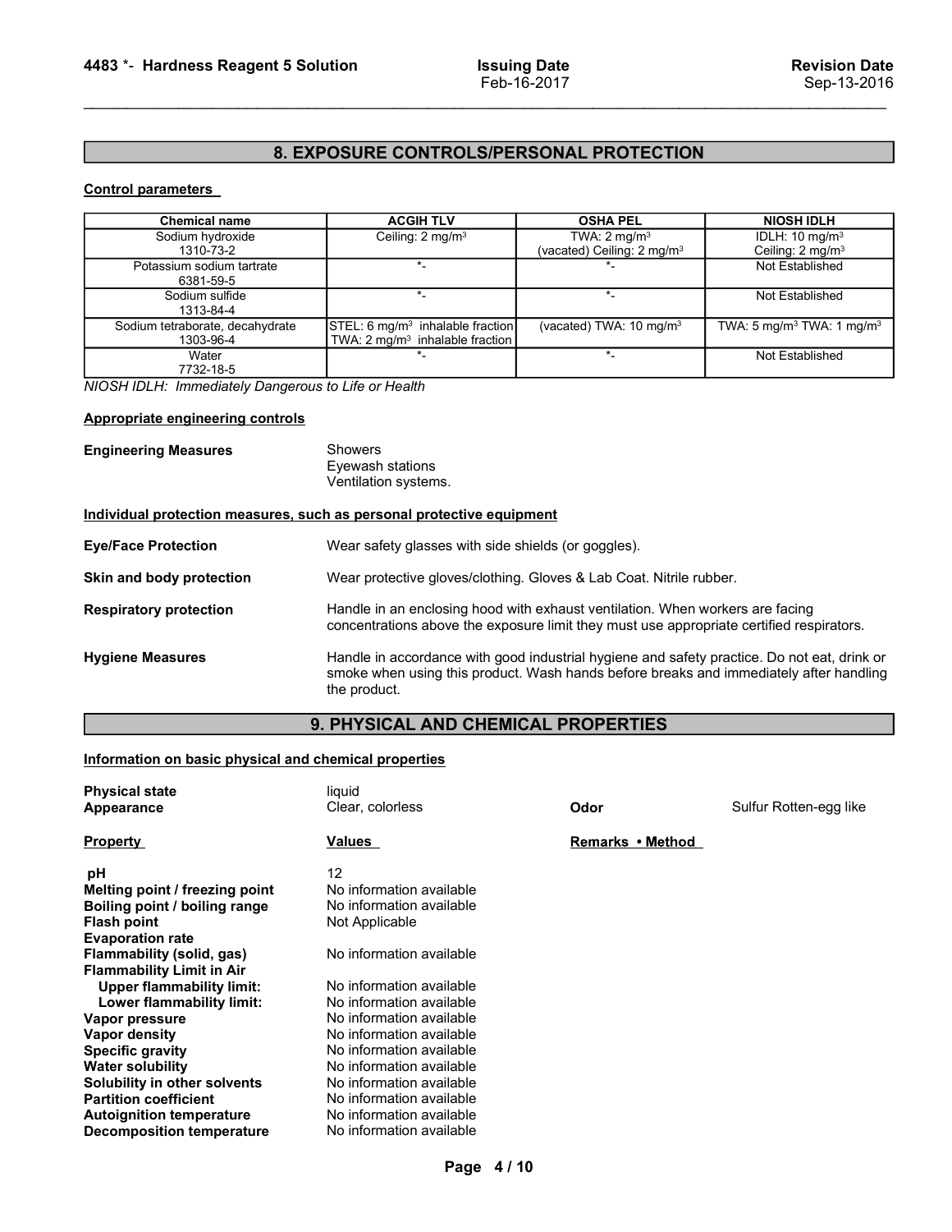## 8. EXPOSURE CONTROLS/PERSONAL PROTECTION

**Control parameters**

| Chemical name | ACGIH TLV | OSHA PEL | NIOSH IDLH |
|---|---|---|---|
| Sodium hydroxide<br>1310-73-2 | Ceiling: 2 mg/m$^3$ | TWA: 2 mg/m$^3$<br>(vacated) Ceiling: 2 mg/m$^3$ | IDLH: 10 mg/m$^3$<br>Ceiling: 2 mg/m$^3$ |
| Potassium sodium tartrate<br>6381-59-5 | *- | *- | Not Established |
| Sodium sulfide<br>1313-84-4 | *- | *- | Not Established |
| Sodium tetraborate, decahydrate<br>1303-96-4 | STEL: 6 mg/m$^3$ inhalable fraction<br>TWA: 2 mg/m$^3$ inhalable fraction | (vacated) TWA: 10 mg/m$^3$ | TWA: 5 mg/m$^3$ TWA: 1 mg/m$^3$ |
| Water<br>7732-18-5 | *- | *- | Not Established |

*NIOSH IDLH: Immediately Dangerous to Life or Health*

**Appropriate engineering controls**

**Engineering Measures**
Showers
Eyewash stations
Ventilation systems.

**Individual protection measures, such as personal protective equipment**

**Eye/Face Protection** Wear safety glasses with side shields (or goggles).

**Skin and body protection** Wear protective gloves/clothing. Gloves & Lab Coat. Nitrile rubber.

**Respiratory protection** Handle in an enclosing hood with exhaust ventilation. When workers are facing concentrations above the exposure limit they must use appropriate certified respirators.

**Hygiene Measures** Handle in accordance with good industrial hygiene and safety practice. Do not eat, drink or smoke when using this product. Wash hands before breaks and immediately after handling the product.

## 9. PHYSICAL AND CHEMICAL PROPERTIES

**Information on basic physical and chemical properties**

**Physical state** liquid
**Appearance** Clear, colorless
**Odor** Sulfur Rotten-egg like

| Property | Values | Remarks • Method |
|---|---|---|
| **pH** | 12 | |
| **Melting point / freezing point** | No information available | |
| **Boiling point / boiling range** | No information available | |
| **Flash point** | Not Applicable | |
| **Evaporation rate** | | |
| **Flammability (solid, gas)** | No information available | |
| **Flammability Limit in Air** | | |
| **Upper flammability limit:** | No information available | |
| **Lower flammability limit:** | No information available | |
| **Vapor pressure** | No information available | |
| **Vapor density** | No information available | |
| **Specific gravity** | No information available | |
| **Water solubility** | No information available | |
| **Solubility in other solvents** | No information available | |
| **Partition coefficient** | No information available | |
| **Autoignition temperature** | No information available | |
| **Decomposition temperature** | No information available | |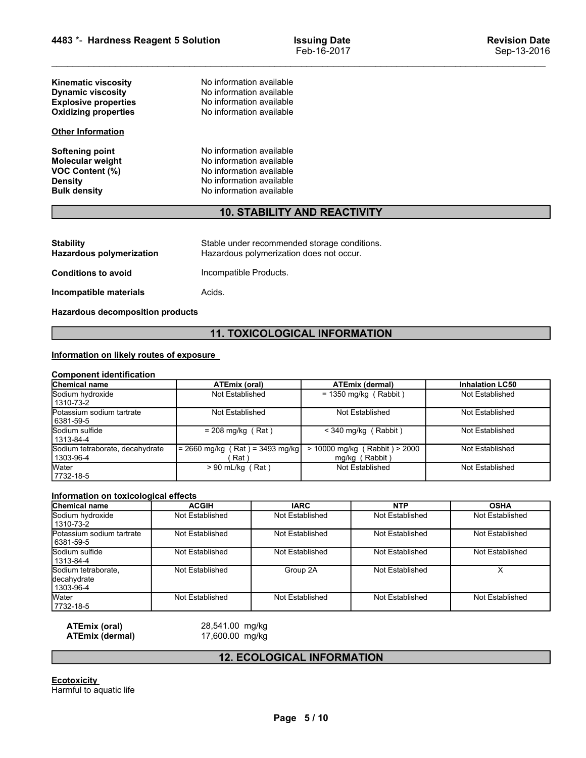| | |
|---|---|
| **Kinematic viscosity** | No information available |
| **Dynamic viscosity** | No information available |
| **Explosive properties** | No information available |
| **Oxidizing properties** | No information available |

**Other Information**

| | |
|---|---|
| **Softening point** | No information available |
| **Molecular weight** | No information available |
| **VOC Content (%)** | No information available |
| **Density** | No information available |
| **Bulk density** | No information available |

## 10. STABILITY AND REACTIVITY

| | |
|---|---|
| **Stability** | Stable under recommended storage conditions. |
| **Hazardous polymerization** | Hazardous polymerization does not occur. |
| **Conditions to avoid** | Incompatible Products. |
| **Incompatible materials** | Acids. |

**Hazardous decomposition products**

## 11. TOXICOLOGICAL INFORMATION

**Information on likely routes of exposure**

**Component identification**

| Chemical name | ATEmix (oral) | ATEmix (dermal) | Inhalation LC50 |
|---|---|---|---|
| Sodium hydroxide 1310-73-2 | Not Established | = 1350 mg/kg ( Rabbit ) | Not Established |
| Potassium sodium tartrate 6381-59-5 | Not Established | Not Established | Not Established |
| Sodium sulfide 1313-84-4 | = 208 mg/kg ( Rat ) | < 340 mg/kg ( Rabbit ) | Not Established |
| Sodium tetraborate, decahydrate 1303-96-4 | = 2660 mg/kg ( Rat ) = 3493 mg/kg ( Rat ) | > 10000 mg/kg ( Rabbit ) > 2000 mg/kg ( Rabbit ) | Not Established |
| Water 7732-18-5 | > 90 mL/kg ( Rat ) | Not Established | Not Established |

**Information on toxicological effects**

| Chemical name | ACGIH | IARC | NTP | OSHA |
|---|---|---|---|---|
| Sodium hydroxide 1310-73-2 | Not Established | Not Established | Not Established | Not Established |
| Potassium sodium tartrate 6381-59-5 | Not Established | Not Established | Not Established | Not Established |
| Sodium sulfide 1313-84-4 | Not Established | Not Established | Not Established | Not Established |
| Sodium tetraborate, decahydrate 1303-96-4 | Not Established | Group 2A | Not Established | X |
| Water 7732-18-5 | Not Established | Not Established | Not Established | Not Established |

| | |
|---|---|
| **ATEmix (oral)** | 28,541.00 mg/kg |
| **ATEmix (dermal)** | 17,600.00 mg/kg |

## 12. ECOLOGICAL INFORMATION

**Ecotoxicity**

Harmful to aquatic life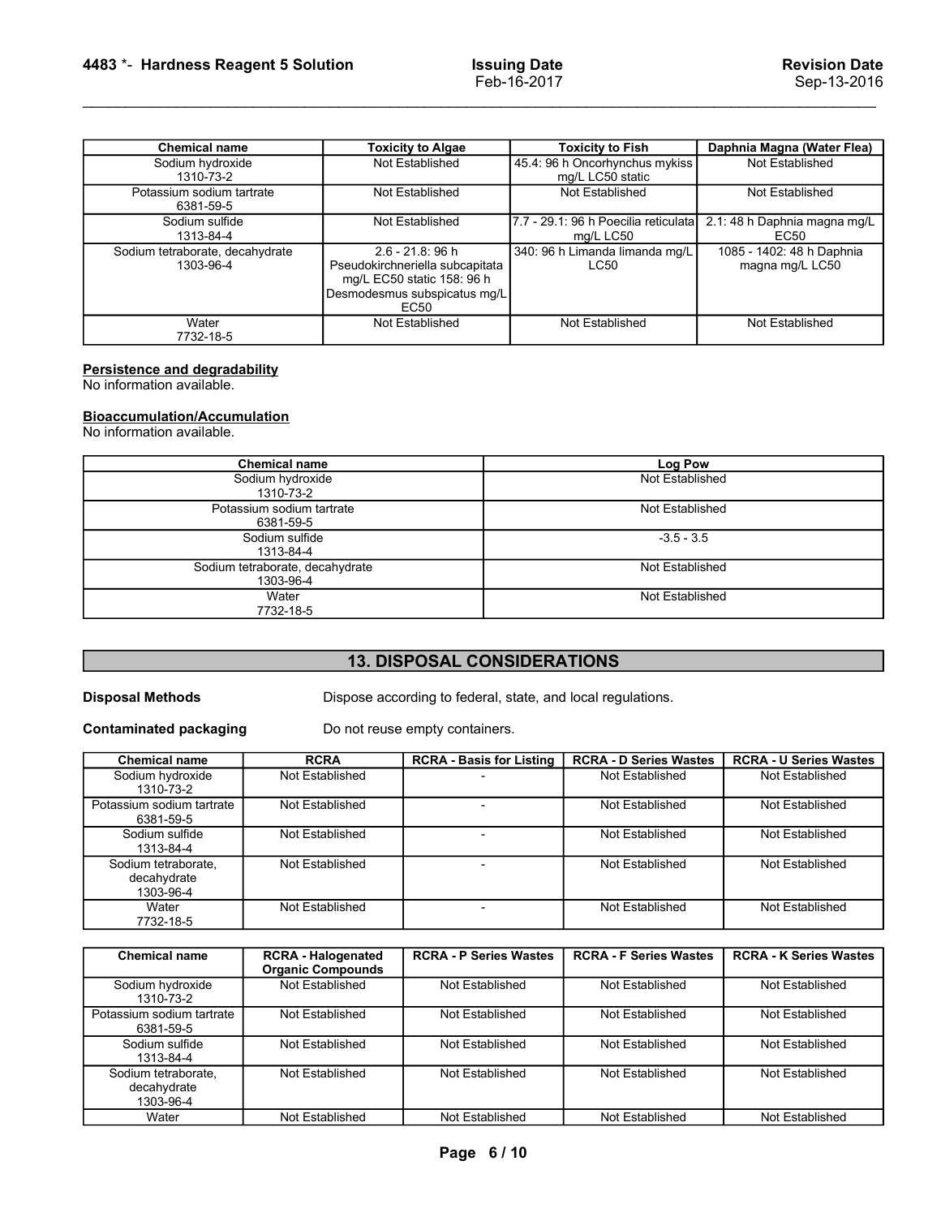| Chemical name | Toxicity to Algae | Toxicity to Fish | Daphnia Magna (Water Flea) |
|---|---|---|---|
| Sodium hydroxide<br>1310-73-2 | Not Established | 45.4: 96 h Oncorhynchus mykiss mg/L LC50 static | Not Established |
| Potassium sodium tartrate<br>6381-59-5 | Not Established | Not Established | Not Established |
| Sodium sulfide<br>1313-84-4 | Not Established | 7.7 - 29.1: 96 h Poecilia reticulata mg/L LC50 | 2.1: 48 h Daphnia magna mg/L EC50 |
| Sodium tetraborate, decahydrate<br>1303-96-4 | 2.6 - 21.8: 96 h Pseudokirchneriella subcapitata mg/L EC50 static 158: 96 h Desmodesmus subspicatus mg/L EC50 | 340: 96 h Limanda limanda mg/L LC50 | 1085 - 1402: 48 h Daphnia magna mg/L LC50 |
| Water<br>7732-18-5 | Not Established | Not Established | Not Established |

**Persistence and degradability**
No information available.

**Bioaccumulation/Accumulation**
No information available.

| Chemical name | Log Pow |
|---|---|
| Sodium hydroxide<br>1310-73-2 | Not Established |
| Potassium sodium tartrate<br>6381-59-5 | Not Established |
| Sodium sulfide<br>1313-84-4 | -3.5 - 3.5 |
| Sodium tetraborate, decahydrate<br>1303-96-4 | Not Established |
| Water<br>7732-18-5 | Not Established |

## 13. DISPOSAL CONSIDERATIONS

**Disposal Methods** Dispose according to federal, state, and local regulations.

**Contaminated packaging** Do not reuse empty containers.

| Chemical name | RCRA | RCRA - Basis for Listing | RCRA - D Series Wastes | RCRA - U Series Wastes |
|---|---|---|---|---|
| Sodium hydroxide<br>1310-73-2 | Not Established | - | Not Established | Not Established |
| Potassium sodium tartrate<br>6381-59-5 | Not Established | - | Not Established | Not Established |
| Sodium sulfide<br>1313-84-4 | Not Established | - | Not Established | Not Established |
| Sodium tetraborate, decahydrate<br>1303-96-4 | Not Established | - | Not Established | Not Established |
| Water<br>7732-18-5 | Not Established | - | Not Established | Not Established |

| Chemical name | RCRA - Halogenated Organic Compounds | RCRA - P Series Wastes | RCRA - F Series Wastes | RCRA - K Series Wastes |
|---|---|---|---|---|
| Sodium hydroxide<br>1310-73-2 | Not Established | Not Established | Not Established | Not Established |
| Potassium sodium tartrate<br>6381-59-5 | Not Established | Not Established | Not Established | Not Established |
| Sodium sulfide<br>1313-84-4 | Not Established | Not Established | Not Established | Not Established |
| Sodium tetraborate, decahydrate<br>1303-96-4 | Not Established | Not Established | Not Established | Not Established |
| Water | Not Established | Not Established | Not Established | Not Established |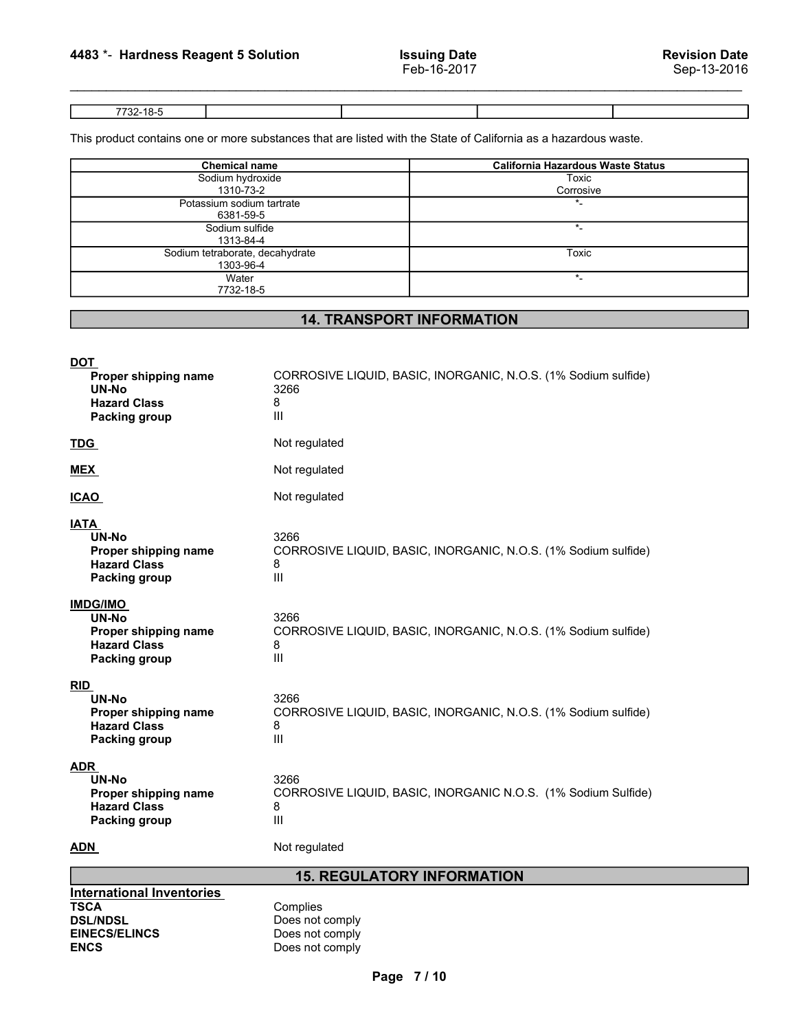| 7732-18-5 | | | | |
|---|---|---|---|---|

This product contains one or more substances that are listed with the State of California as a hazardous waste.

| Chemical name | California Hazardous Waste Status |
|---|---|
| Sodium hydroxide 1310-73-2 | Toxic Corrosive |
| Potassium sodium tartrate 6381-59-5 | *- |
| Sodium sulfide 1313-84-4 | *- |
| Sodium tetraborate, decahydrate 1303-96-4 | Toxic |
| Water 7732-18-5 | *- |

## 14. TRANSPORT INFORMATION

**DOT**

| | |
|---|---|
| **Proper shipping name** | CORROSIVE LIQUID, BASIC, INORGANIC, N.O.S. (1% Sodium sulfide) |
| **UN-No** | 3266 |
| **Hazard Class** | 8 |
| **Packing group** | III |

**TDG** Not regulated

**MEX** Not regulated

**ICAO** Not regulated

**IATA**

| | |
|---|---|
| **UN-No** | 3266 |
| **Proper shipping name** | CORROSIVE LIQUID, BASIC, INORGANIC, N.O.S. (1% Sodium sulfide) |
| **Hazard Class** | 8 |
| **Packing group** | III |

**IMDG/IMO**

| | |
|---|---|
| **UN-No** | 3266 |
| **Proper shipping name** | CORROSIVE LIQUID, BASIC, INORGANIC, N.O.S. (1% Sodium sulfide) |
| **Hazard Class** | 8 |
| **Packing group** | III |

**RID**

| | |
|---|---|
| **UN-No** | 3266 |
| **Proper shipping name** | CORROSIVE LIQUID, BASIC, INORGANIC, N.O.S. (1% Sodium sulfide) |
| **Hazard Class** | 8 |
| **Packing group** | III |

**ADR**

| | |
|---|---|
| **UN-No** | 3266 |
| **Proper shipping name** | CORROSIVE LIQUID, BASIC, INORGANIC N.O.S. (1% Sodium Sulfide) |
| **Hazard Class** | 8 |
| **Packing group** | III |

**ADN** Not regulated

## 15. REGULATORY INFORMATION

**International Inventories**

| | |
|---|---|
| **TSCA** | Complies |
| **DSL/NDSL** | Does not comply |
| **EINECS/ELINCS** | Does not comply |
| **ENCS** | Does not comply |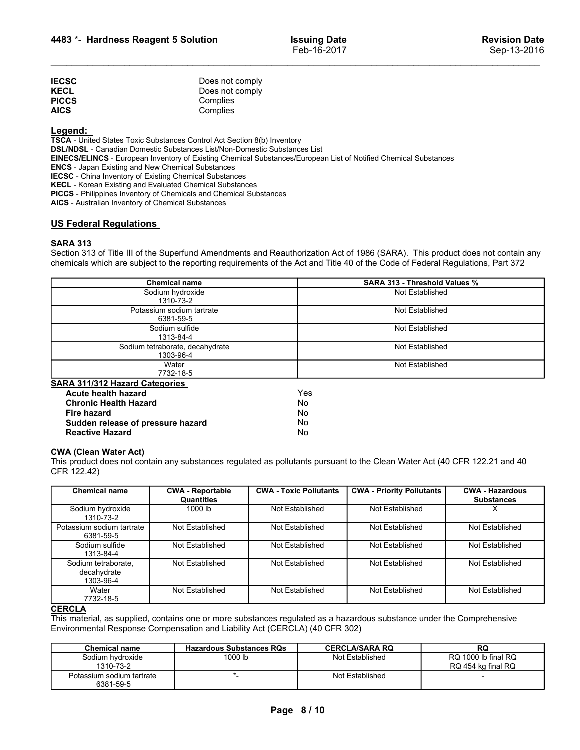| | |
|---|---|
| **IECSC** | Does not comply |
| **KECL** | Does not comply |
| **PICCS** | Complies |
| **AICS** | Complies |

**Legend:**

**TSCA** - United States Toxic Substances Control Act Section 8(b) Inventory
**DSL/NDSL** - Canadian Domestic Substances List/Non-Domestic Substances List
**EINECS/ELINCS** - European Inventory of Existing Chemical Substances/European List of Notified Chemical Substances
**ENCS** - Japan Existing and New Chemical Substances
**IECSC** - China Inventory of Existing Chemical Substances
**KECL** - Korean Existing and Evaluated Chemical Substances
**PICCS** - Philippines Inventory of Chemicals and Chemical Substances
**AICS** - Australian Inventory of Chemical Substances

## US Federal Regulations

### SARA 313

Section 313 of Title III of the Superfund Amendments and Reauthorization Act of 1986 (SARA). This product does not contain any chemicals which are subject to the reporting requirements of the Act and Title 40 of the Code of Federal Regulations, Part 372

| Chemical name | SARA 313 - Threshold Values % |
|---|---|
| Sodium hydroxide 1310-73-2 | Not Established |
| Potassium sodium tartrate 6381-59-5 | Not Established |
| Sodium sulfide 1313-84-4 | Not Established |
| Sodium tetraborate, decahydrate 1303-96-4 | Not Established |
| Water 7732-18-5 | Not Established |

### SARA 311/312 Hazard Categories

| | |
|---|---|
| **Acute health hazard** | Yes |
| **Chronic Health Hazard** | No |
| **Fire hazard** | No |
| **Sudden release of pressure hazard** | No |
| **Reactive Hazard** | No |

### CWA (Clean Water Act)

This product does not contain any substances regulated as pollutants pursuant to the Clean Water Act (40 CFR 122.21 and 40 CFR 122.42)

| Chemical name | CWA - Reportable Quantities | CWA - Toxic Pollutants | CWA - Priority Pollutants | CWA - Hazardous Substances |
|---|---|---|---|---|
| Sodium hydroxide 1310-73-2 | 1000 lb | Not Established | Not Established | X |
| Potassium sodium tartrate 6381-59-5 | Not Established | Not Established | Not Established | Not Established |
| Sodium sulfide 1313-84-4 | Not Established | Not Established | Not Established | Not Established |
| Sodium tetraborate, decahydrate 1303-96-4 | Not Established | Not Established | Not Established | Not Established |
| Water 7732-18-5 | Not Established | Not Established | Not Established | Not Established |

### CERCLA

This material, as supplied, contains one or more substances regulated as a hazardous substance under the Comprehensive Environmental Response Compensation and Liability Act (CERCLA) (40 CFR 302)

| Chemical name | Hazardous Substances RQs | CERCLA/SARA RQ | RQ |
|---|---|---|---|
| Sodium hydroxide 1310-73-2 | 1000 lb | Not Established | RQ 1000 lb final RQ<br>RQ 454 kg final RQ |
| Potassium sodium tartrate 6381-59-5 | *- | Not Established | - |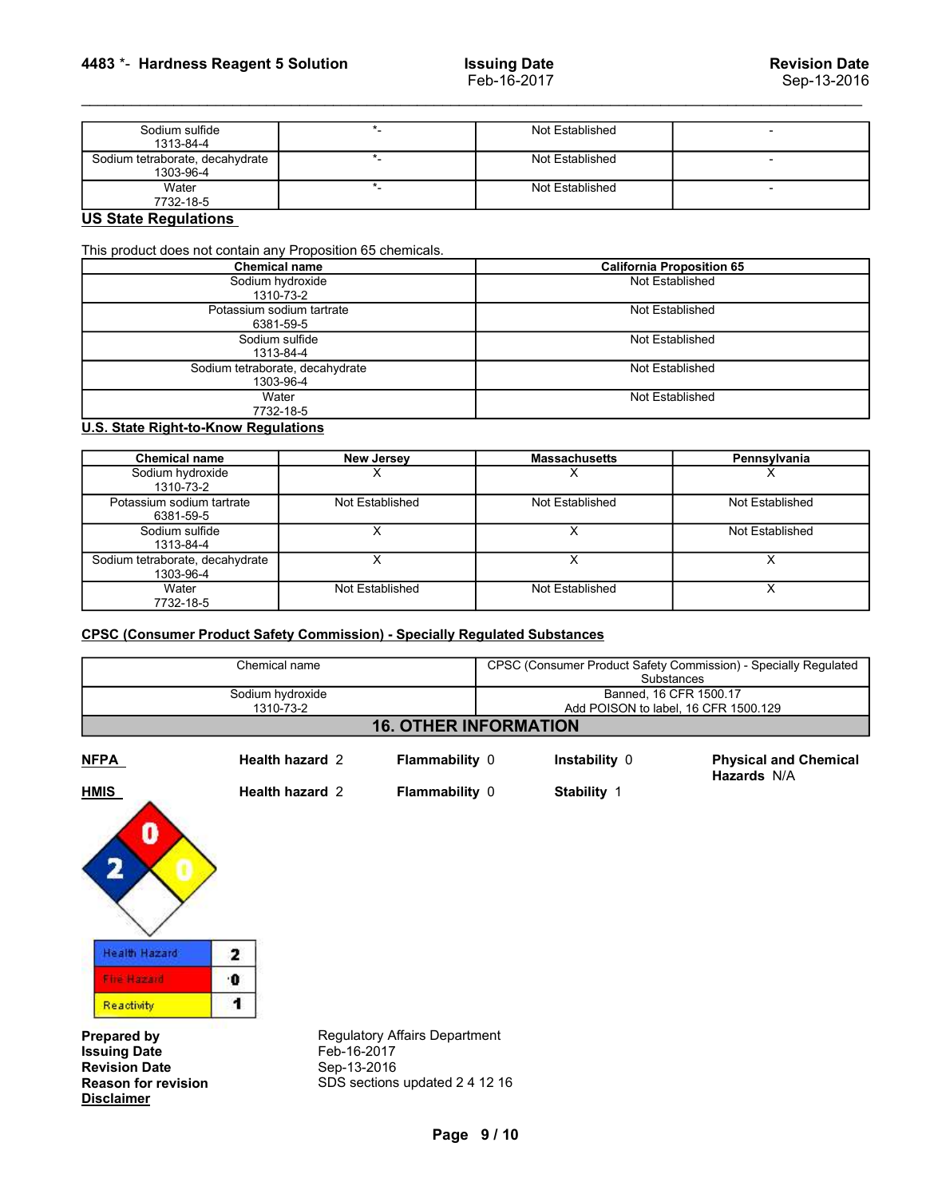| Sodium sulfide 1313-84-4 | *- | Not Established | - |
|---|---|---|---|
| Sodium tetraborate, decahydrate 1303-96-4 | *- | Not Established | - |
| Water 7732-18-5 | *- | Not Established | - |

## US State Regulations

This product does not contain any Proposition 65 chemicals.

| Chemical name | California Proposition 65 |
|---|---|
| Sodium hydroxide 1310-73-2 | Not Established |
| Potassium sodium tartrate 6381-59-5 | Not Established |
| Sodium sulfide 1313-84-4 | Not Established |
| Sodium tetraborate, decahydrate 1303-96-4 | Not Established |
| Water 7732-18-5 | Not Established |

## U.S. State Right-to-Know Regulations

| Chemical name | New Jersey | Massachusetts | Pennsylvania |
|---|---|---|---|
| Sodium hydroxide 1310-73-2 | X | X | X |
| Potassium sodium tartrate 6381-59-5 | Not Established | Not Established | Not Established |
| Sodium sulfide 1313-84-4 | X | X | Not Established |
| Sodium tetraborate, decahydrate 1303-96-4 | X | X | X |
| Water 7732-18-5 | Not Established | Not Established | X |

## CPSC (Consumer Product Safety Commission) - Specially Regulated Substances

| Chemical name | CPSC (Consumer Product Safety Commission) - Specially Regulated Substances |
|---|---|
| Sodium hydroxide 1310-73-2 | Banned, 16 CFR 1500.17 Add POISON to label, 16 CFR 1500.129 |

## 16. OTHER INFORMATION

**NFPA** **Health hazard** 2 **Flammability** 0 **Instability** 0 **Physical and Chemical Hazards** N/A

**HMIS** **Health hazard** 2 **Flammability** 0 **Stability** 1

| Health Hazard | 2 |
|---|---|
| Fire Hazard | 0 |
| Reactivity | 1 |

**Prepared by** Regulatory Affairs Department
**Issuing Date** Feb-16-2017
**Revision Date** Sep-13-2016
**Reason for revision** SDS sections updated 2 4 12 16

**Disclaimer**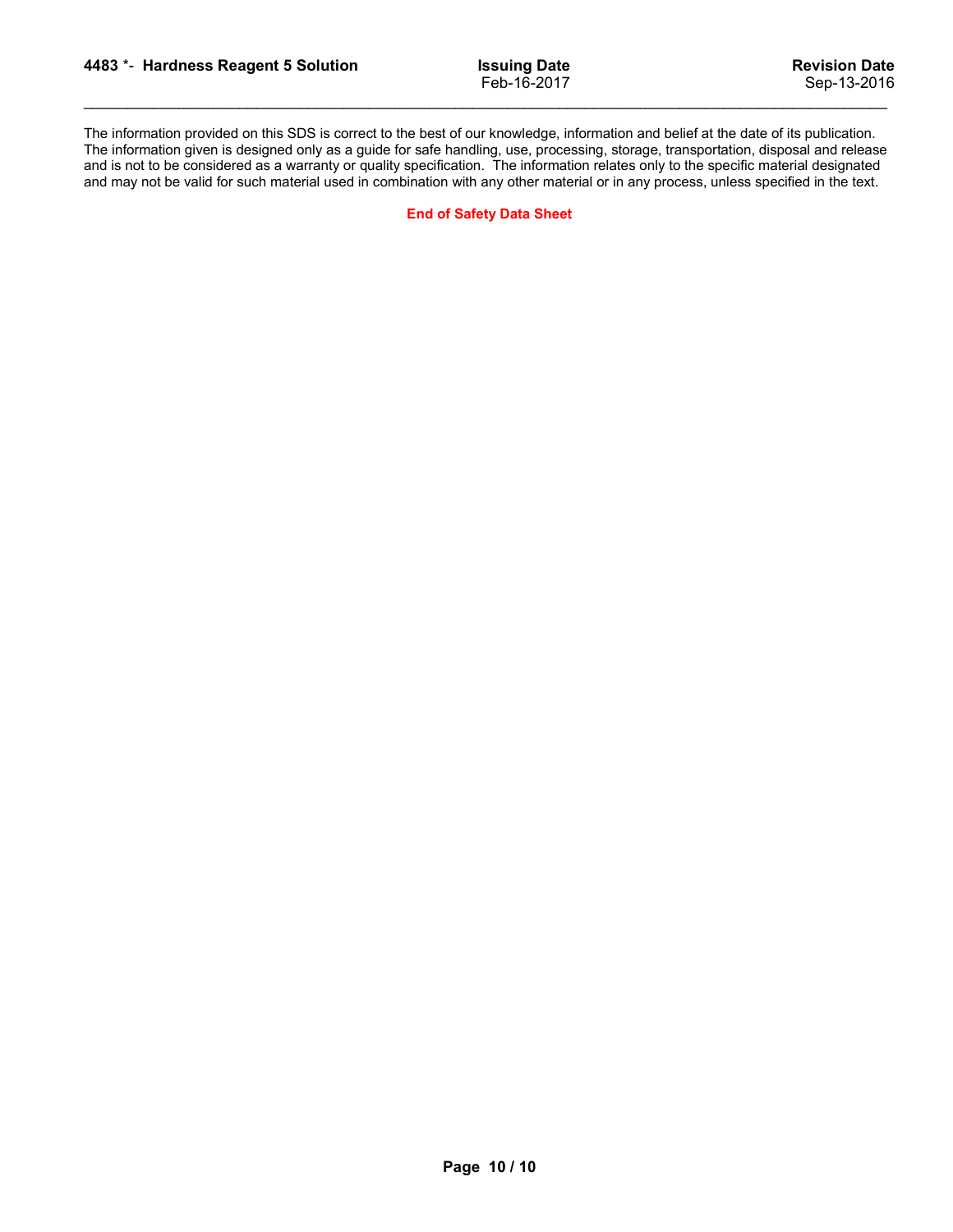The information provided on this SDS is correct to the best of our knowledge, information and belief at the date of its publication. The information given is designed only as a guide for safe handling, use, processing, storage, transportation, disposal and release and is not to be considered as a warranty or quality specification. The information relates only to the specific material designated and may not be valid for such material used in combination with any other material or in any process, unless specified in the text.

**End of Safety Data Sheet**